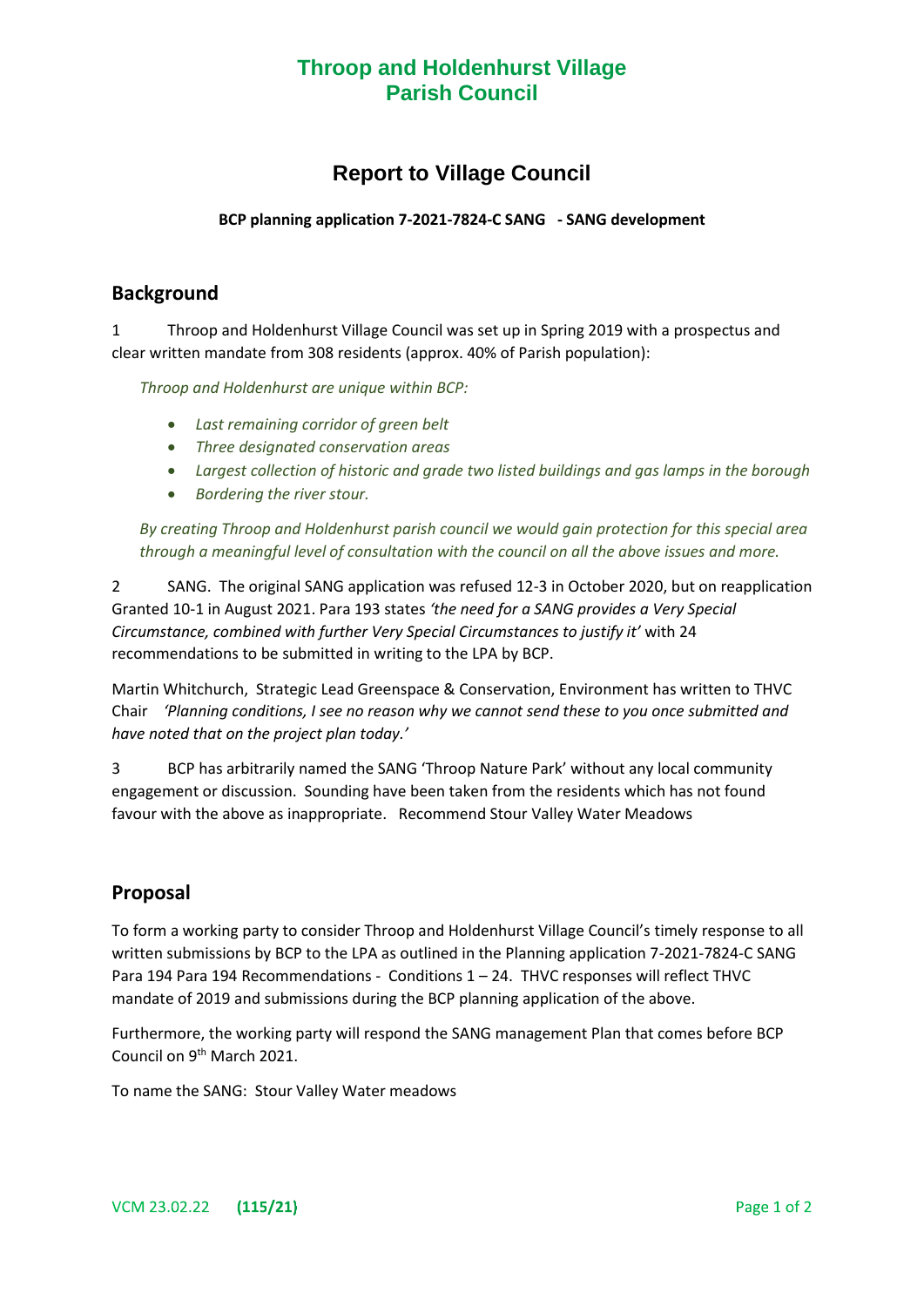# Throop and Holdenhurst Village Parish Council

## Report to Village Council

**BCP planning application 7-2021-7824-C SANG - SANG development**

## Background

1 Throop and Holdenhurst Village Council was set up in Spring 2019 with a prospectus and clear written mandate from 308 residents (approx. 40% of Parish population):

*Throop and Holdenhurst are unique within BCP:*

- *Last remaining corridor of green belt*
- *Three designated conservation areas*
- *Largest collection of historic and grade two listed buildings and gas lamps in the borough*
- *Bordering the river stour.*

*By creating Throop and Holdenhurst parish council we would gain protection for this special area through a meaningful level of consultation with the council on all the above issues and more.*

2 SANG. The original SANG application was refused 12-3 in October 2020, but on reapplication Granted 10-1 in August 2021. Para 193 states *'the need for a SANG provides a Very Special Circumstance, combined with further Very Special Circumstances to justify it'* with 24 recommendations to be submitted in writing to the LPA by BCP.

Martin Whitchurch, Strategic Lead Greenspace & Conservation, Environment has written to THVC Chair *'Planning conditions, I see no reason why we cannot send these to you once submitted and have noted that on the project plan today.'*

3 BCP has arbitrarily named the SANG 'Throop Nature Park' without any local community engagement or discussion. Sounding have been taken from the residents which has not found favour with the above as inappropriate. Recommend Stour Valley Water Meadows

## Proposal

To form a working party to consider Throop and Holdenhurst Village Council's timely response to all written submissions by BCP to the LPA as outlined in the Planning application 7-2021-7824-C SANG Para 194 Para 194 Recommendations - Conditions 1 – 24. THVC responses will reflect THVC mandate of 2019 and submissions during the BCP planning application of the above.

Furthermore, the working party will respond the SANG management Plan that comes before BCP Council on 9th March 2021.

To name the SANG: Stour Valley Water meadows

VCM 23.02.22 **(115/21)**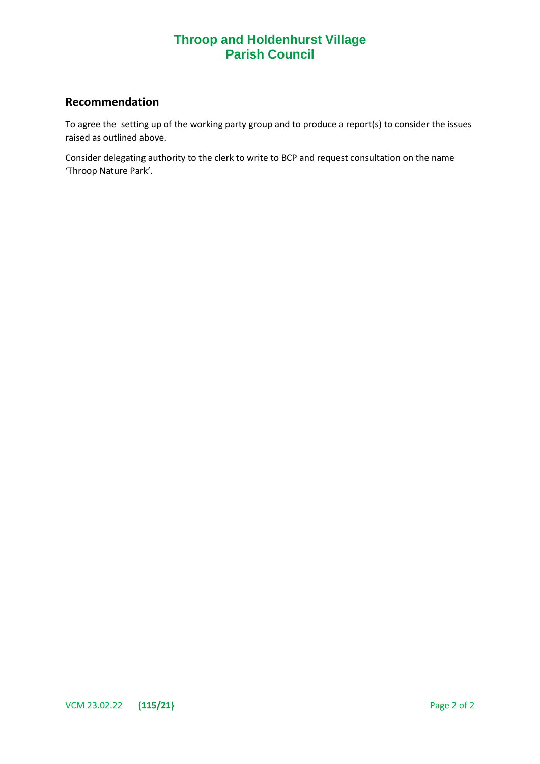## Recommendation

To agree the setting up of the working party group and to produce a report(s) to consider the issues raised as outlined above.

Consider delegating authority to the clerk to write to BCP and request consultation on the name 'Throop Nature Park'.